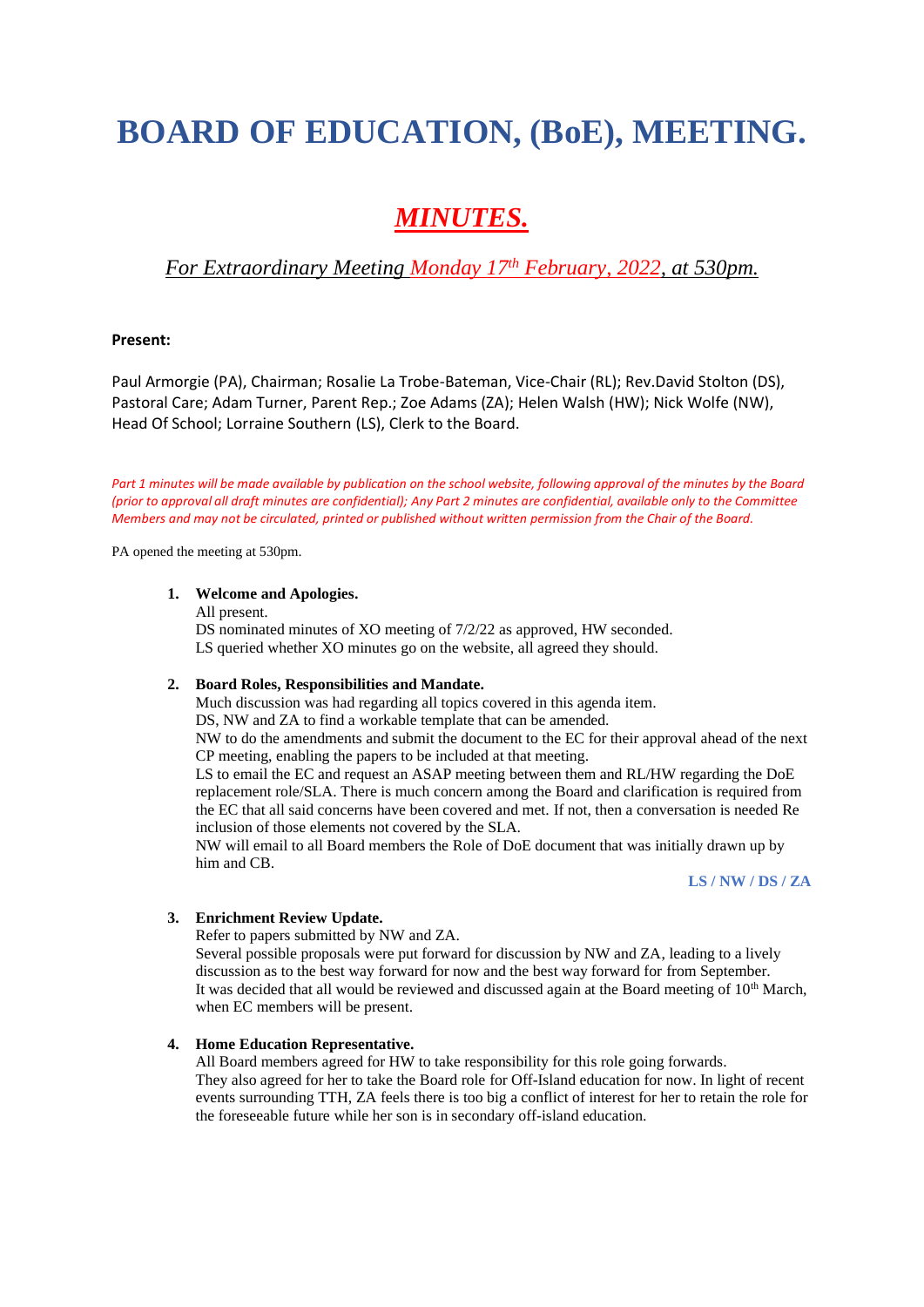# BOARD OF EDUCATION, (BoE), MEETING.

## *MINUTES.*

### *For Extraordinary Meeting Monday 17th February, 2022, at 530pm.*

**Present:**

Paul Armorgie (PA), Chairman; Rosalie La Trobe-Bateman, Vice-Chair (RL); Rev.David Stolton (DS), Pastoral Care; Adam Turner, Parent Rep.; Zoe Adams (ZA); Helen Walsh (HW); Nick Wolfe (NW), Head Of School; Lorraine Southern (LS), Clerk to the Board.

*Part 1 minutes will be made available by publication on the school website, following approval of the minutes by the Board (prior to approval all draft minutes are confidential); Any Part 2 minutes are confidential, available only to the Committee Members and may not be circulated, printed or published without written permission from the Chair of the Board.*

PA opened the meeting at 530pm.

1. **Welcome and Apologies.**
   All present.
   DS nominated minutes of XO meeting of 7/2/22 as approved, HW seconded.
   LS queried whether XO minutes go on the website, all agreed they should.

2. **Board Roles, Responsibilities and Mandate.**
   Much discussion was had regarding all topics covered in this agenda item.
   DS, NW and ZA to find a workable template that can be amended.
   NW to do the amendments and submit the document to the EC for their approval ahead of the next CP meeting, enabling the papers to be included at that meeting.
   LS to email the EC and request an ASAP meeting between them and RL/HW regarding the DoE replacement role/SLA. There is much concern among the Board and clarification is required from the EC that all said concerns have been covered and met. If not, then a conversation is needed Re inclusion of those elements not covered by the SLA.
   NW will email to all Board members the Role of DoE document that was initially drawn up by him and CB.

   **LS / NW / DS / ZA**

3. **Enrichment Review Update.**
   Refer to papers submitted by NW and ZA.
   Several possible proposals were put forward for discussion by NW and ZA, leading to a lively discussion as to the best way forward for now and the best way forward for from September.
   It was decided that all would be reviewed and discussed again at the Board meeting of 10th March, when EC members will be present.

4. **Home Education Representative.**
   All Board members agreed for HW to take responsibility for this role going forwards.
   They also agreed for her to take the Board role for Off-Island education for now. In light of recent events surrounding TTH, ZA feels there is too big a conflict of interest for her to retain the role for the foreseeable future while her son is in secondary off-island education.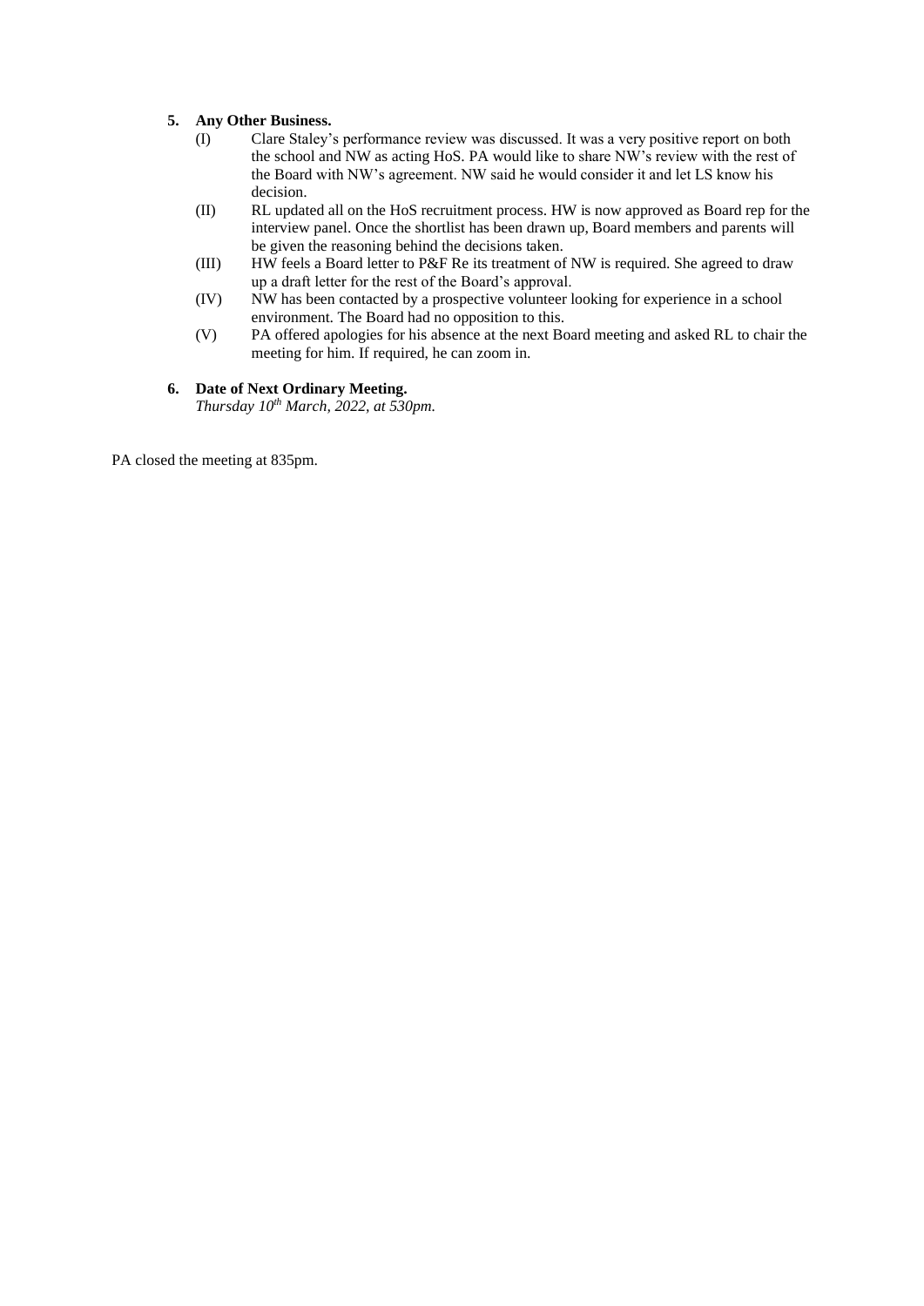5. **Any Other Business.**
   (I) Clare Staley's performance review was discussed. It was a very positive report on both the school and NW as acting HoS. PA would like to share NW's review with the rest of the Board with NW's agreement. NW said he would consider it and let LS know his decision.
   (II) RL updated all on the HoS recruitment process. HW is now approved as Board rep for the interview panel. Once the shortlist has been drawn up, Board members and parents will be given the reasoning behind the decisions taken.
   (III) HW feels a Board letter to P&F Re its treatment of NW is required. She agreed to draw up a draft letter for the rest of the Board's approval.
   (IV) NW has been contacted by a prospective volunteer looking for experience in a school environment. The Board had no opposition to this.
   (V) PA offered apologies for his absence at the next Board meeting and asked RL to chair the meeting for him. If required, he can zoom in.

6. **Date of Next Ordinary Meeting.**
   *Thursday 10th March, 2022, at 530pm.*

PA closed the meeting at 835pm.